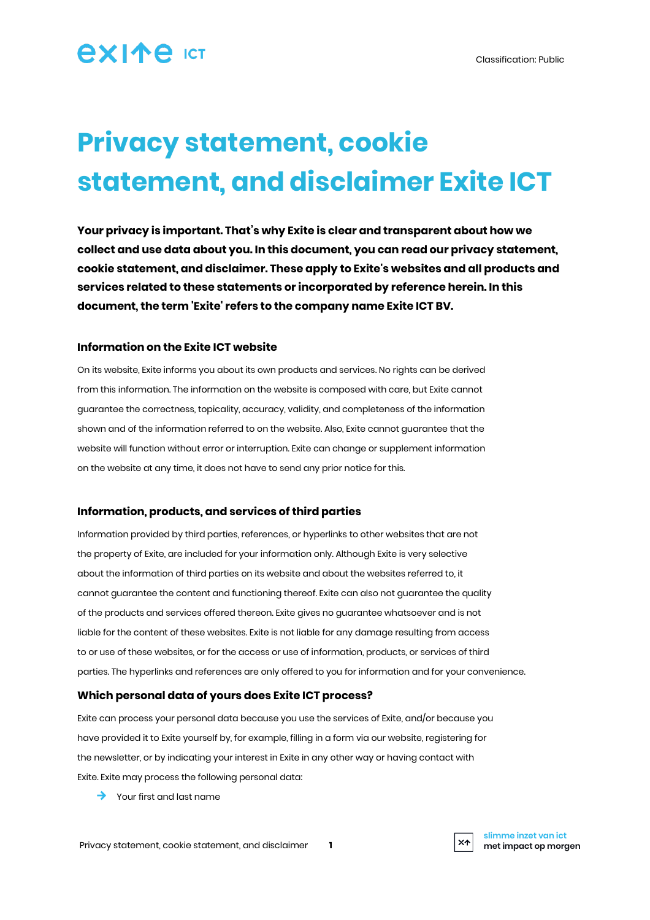# Privacy statement, cookie statement, and disclaimer Exite ICT

**Your privacy is important. That's why Exite is clear and transparent about how we collect and use data about you. In this document, you can read our privacy statement, cookie statement, and disclaimer. These apply to Exite's websites and all products and services related to these statements or incorporated by reference herein. In this document, the term 'Exite' refers to the company name Exite ICT BV.**

### Information on the Exite ICT website

On its website, Exite informs you about its own products and services. No rights can be derived from this information. The information on the website is composed with care, but Exite cannot guarantee the correctness, topicality, accuracy, validity, and completeness of the information shown and of the information referred to on the website. Also, Exite cannot guarantee that the website will function without error or interruption. Exite can change or supplement information on the website at any time, it does not have to send any prior notice for this.

### Information, products, and services of third parties

Information provided by third parties, references, or hyperlinks to other websites that are not the property of Exite, are included for your information only. Although Exite is very selective about the information of third parties on its website and about the websites referred to, it cannot guarantee the content and functioning thereof. Exite can also not guarantee the quality of the products and services offered thereon. Exite gives no guarantee whatsoever and is not liable for the content of these websites. Exite is not liable for any damage resulting from access to or use of these websites, or for the access or use of information, products, or services of third parties. The hyperlinks and references are only offered to you for information and for your convenience.

### Which personal data of yours does Exite ICT process?

Exite can process your personal data because you use the services of Exite, and/or because you have provided it to Exite yourself by, for example, filling in a form via our website, registering for the newsletter, or by indicating your interest in Exite in any other way or having contact with Exite. Exite may process the following personal data:

- Your first and last name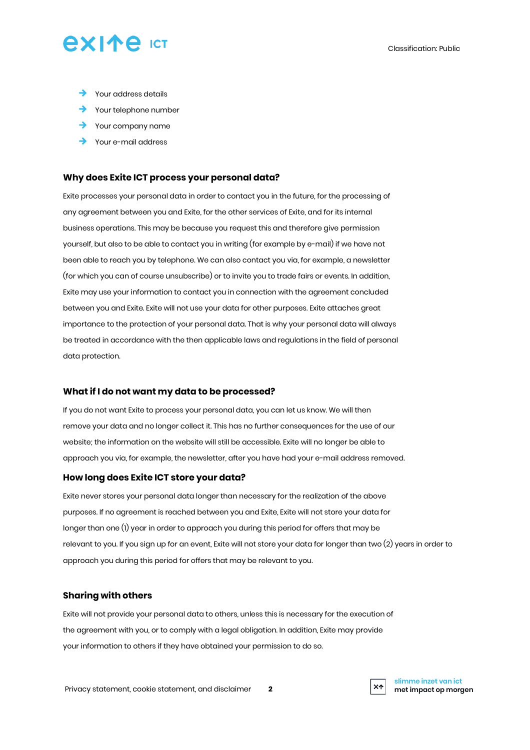- Your address details
- Your telephone number
- Your company name
- Your e-mail address

## Why does Exite ICT process your personal data?

Exite processes your personal data in order to contact you in the future, for the processing of any agreement between you and Exite, for the other services of Exite, and for its internal business operations. This may be because you request this and therefore give permission yourself, but also to be able to contact you in writing (for example by e-mail) if we have not been able to reach you by telephone. We can also contact you via, for example, a newsletter (for which you can of course unsubscribe) or to invite you to trade fairs or events. In addition, Exite may use your information to contact you in connection with the agreement concluded between you and Exite. Exite will not use your data for other purposes. Exite attaches great importance to the protection of your personal data. That is why your personal data will always be treated in accordance with the then applicable laws and regulations in the field of personal data protection.

## What if I do not want my data to be processed?

If you do not want Exite to process your personal data, you can let us know. We will then remove your data and no longer collect it. This has no further consequences for the use of our website; the information on the website will still be accessible. Exite will no longer be able to approach you via, for example, the newsletter, after you have had your e-mail address removed.

## How long does Exite ICT store your data?

Exite never stores your personal data longer than necessary for the realization of the above purposes. If no agreement is reached between you and Exite, Exite will not store your data for longer than one (1) year in order to approach you during this period for offers that may be relevant to you. If you sign up for an event, Exite will not store your data for longer than two (2) years in order to approach you during this period for offers that may be relevant to you.

## Sharing with others

Exite will not provide your personal data to others, unless this is necessary for the execution of the agreement with you, or to comply with a legal obligation. In addition, Exite may provide your information to others if they have obtained your permission to do so.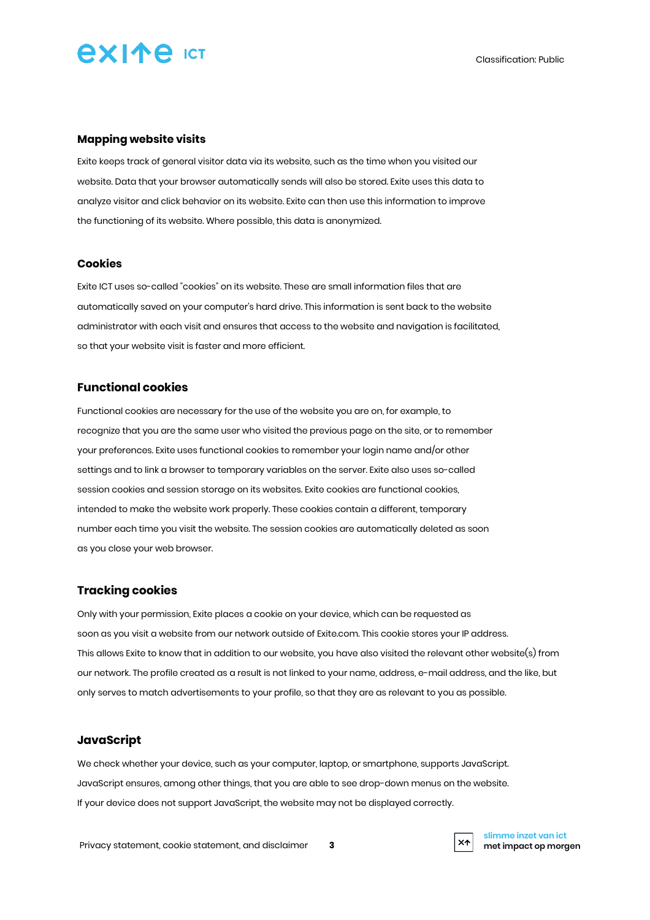## Mapping website visits

Exite keeps track of general visitor data via its website, such as the time when you visited our website. Data that your browser automatically sends will also be stored. Exite uses this data to analyze visitor and click behavior on its website. Exite can then use this information to improve the functioning of its website. Where possible, this data is anonymized.

## Cookies

Exite ICT uses so-called "cookies" on its website. These are small information files that are automatically saved on your computer's hard drive. This information is sent back to the website administrator with each visit and ensures that access to the website and navigation is facilitated, so that your website visit is faster and more efficient.

## Functional cookies

Functional cookies are necessary for the use of the website you are on, for example, to recognize that you are the same user who visited the previous page on the site, or to remember your preferences. Exite uses functional cookies to remember your login name and/or other settings and to link a browser to temporary variables on the server. Exite also uses so-called session cookies and session storage on its websites. Exite cookies are functional cookies, intended to make the website work properly. These cookies contain a different, temporary number each time you visit the website. The session cookies are automatically deleted as soon as you close your web browser.

## Tracking cookies

Only with your permission, Exite places a cookie on your device, which can be requested as soon as you visit a website from our network outside of Exite.com. This cookie stores your IP address. This allows Exite to know that in addition to our website, you have also visited the relevant other website(s) from our network. The profile created as a result is not linked to your name, address, e-mail address, and the like, but only serves to match advertisements to your profile, so that they are as relevant to you as possible.

## JavaScript

We check whether your device, such as your computer, laptop, or smartphone, supports JavaScript. JavaScript ensures, among other things, that you are able to see drop-down menus on the website. If your device does not support JavaScript, the website may not be displayed correctly.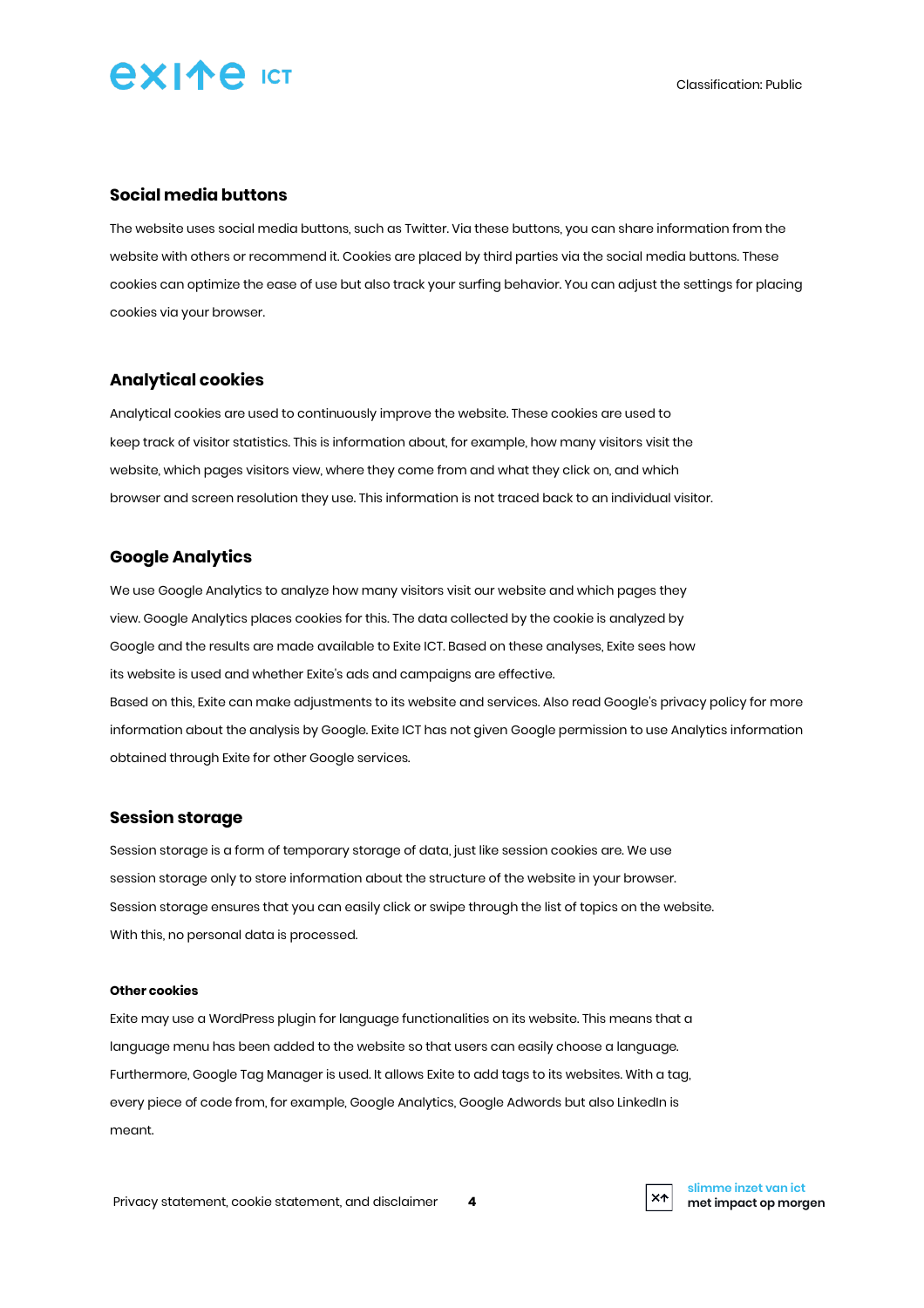## Social media buttons

The website uses social media buttons, such as Twitter. Via these buttons, you can share information from the website with others or recommend it. Cookies are placed by third parties via the social media buttons. These cookies can optimize the ease of use but also track your surfing behavior. You can adjust the settings for placing cookies via your browser.

## Analytical cookies

Analytical cookies are used to continuously improve the website. These cookies are used to keep track of visitor statistics. This is information about, for example, how many visitors visit the website, which pages visitors view, where they come from and what they click on, and which browser and screen resolution they use. This information is not traced back to an individual visitor.

## Google Analytics

We use Google Analytics to analyze how many visitors visit our website and which pages they view. Google Analytics places cookies for this. The data collected by the cookie is analyzed by Google and the results are made available to Exite ICT. Based on these analyses, Exite sees how its website is used and whether Exite's ads and campaigns are effective.
Based on this, Exite can make adjustments to its website and services. Also read Google's privacy policy for more information about the analysis by Google. Exite ICT has not given Google permission to use Analytics information obtained through Exite for other Google services.

## Session storage

Session storage is a form of temporary storage of data, just like session cookies are. We use session storage only to store information about the structure of the website in your browser. Session storage ensures that you can easily click or swipe through the list of topics on the website. With this, no personal data is processed.

#### Other cookies

Exite may use a WordPress plugin for language functionalities on its website. This means that a language menu has been added to the website so that users can easily choose a language. Furthermore, Google Tag Manager is used. It allows Exite to add tags to its websites. With a tag, every piece of code from, for example, Google Analytics, Google Adwords but also LinkedIn is meant.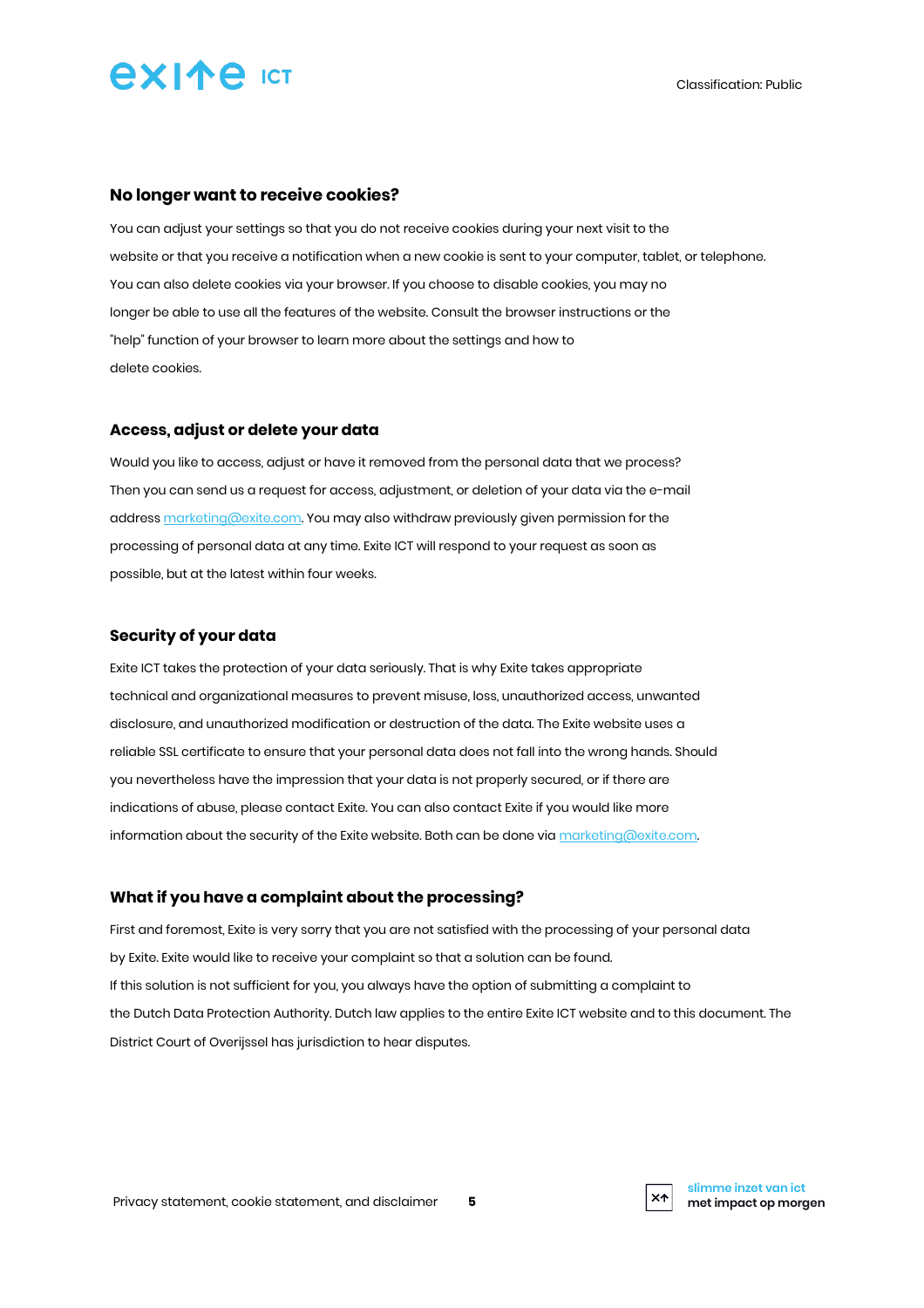## No longer want to receive cookies?

You can adjust your settings so that you do not receive cookies during your next visit to the website or that you receive a notification when a new cookie is sent to your computer, tablet, or telephone. You can also delete cookies via your browser. If you choose to disable cookies, you may no longer be able to use all the features of the website. Consult the browser instructions or the "help" function of your browser to learn more about the settings and how to delete cookies.

## Access, adjust or delete your data

Would you like to access, adjust or have it removed from the personal data that we process? Then you can send us a request for access, adjustment, or deletion of your data via the e-mail address marketing@exite.com. You may also withdraw previously given permission for the processing of personal data at any time. Exite ICT will respond to your request as soon as possible, but at the latest within four weeks.

## Security of your data

Exite ICT takes the protection of your data seriously. That is why Exite takes appropriate technical and organizational measures to prevent misuse, loss, unauthorized access, unwanted disclosure, and unauthorized modification or destruction of the data. The Exite website uses a reliable SSL certificate to ensure that your personal data does not fall into the wrong hands. Should you nevertheless have the impression that your data is not properly secured, or if there are indications of abuse, please contact Exite. You can also contact Exite if you would like more information about the security of the Exite website. Both can be done via marketing@exite.com.

## What if you have a complaint about the processing?

First and foremost, Exite is very sorry that you are not satisfied with the processing of your personal data by Exite. Exite would like to receive your complaint so that a solution can be found.
If this solution is not sufficient for you, you always have the option of submitting a complaint to the Dutch Data Protection Authority. Dutch law applies to the entire Exite ICT website and to this document. The District Court of Overijssel has jurisdiction to hear disputes.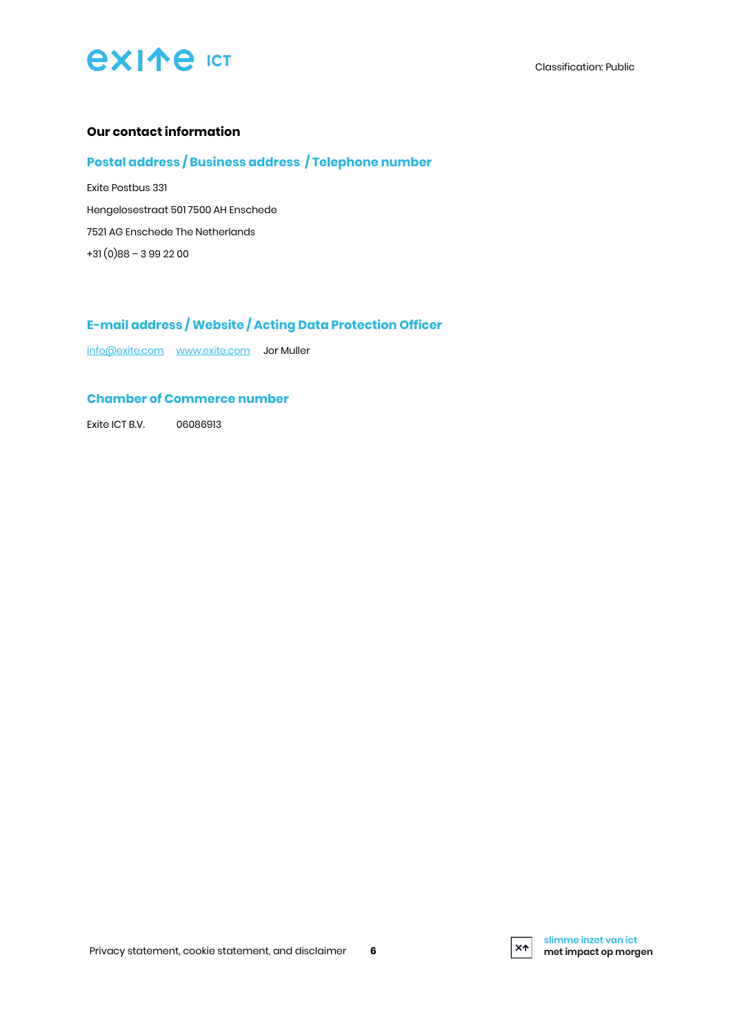## Our contact information

### Postal address / Business address / Telephone number

Exite Postbus 331

Hengelosestraat 501 7500 AH Enschede

7521 AG Enschede The Netherlands

+31 (0)88 – 3 99 22 00

### E-mail address / Website / Acting Data Protection Officer

info@exite.com www.exite.com Jor Muller

### Chamber of Commerce number

Exite ICT B.V. 06086913